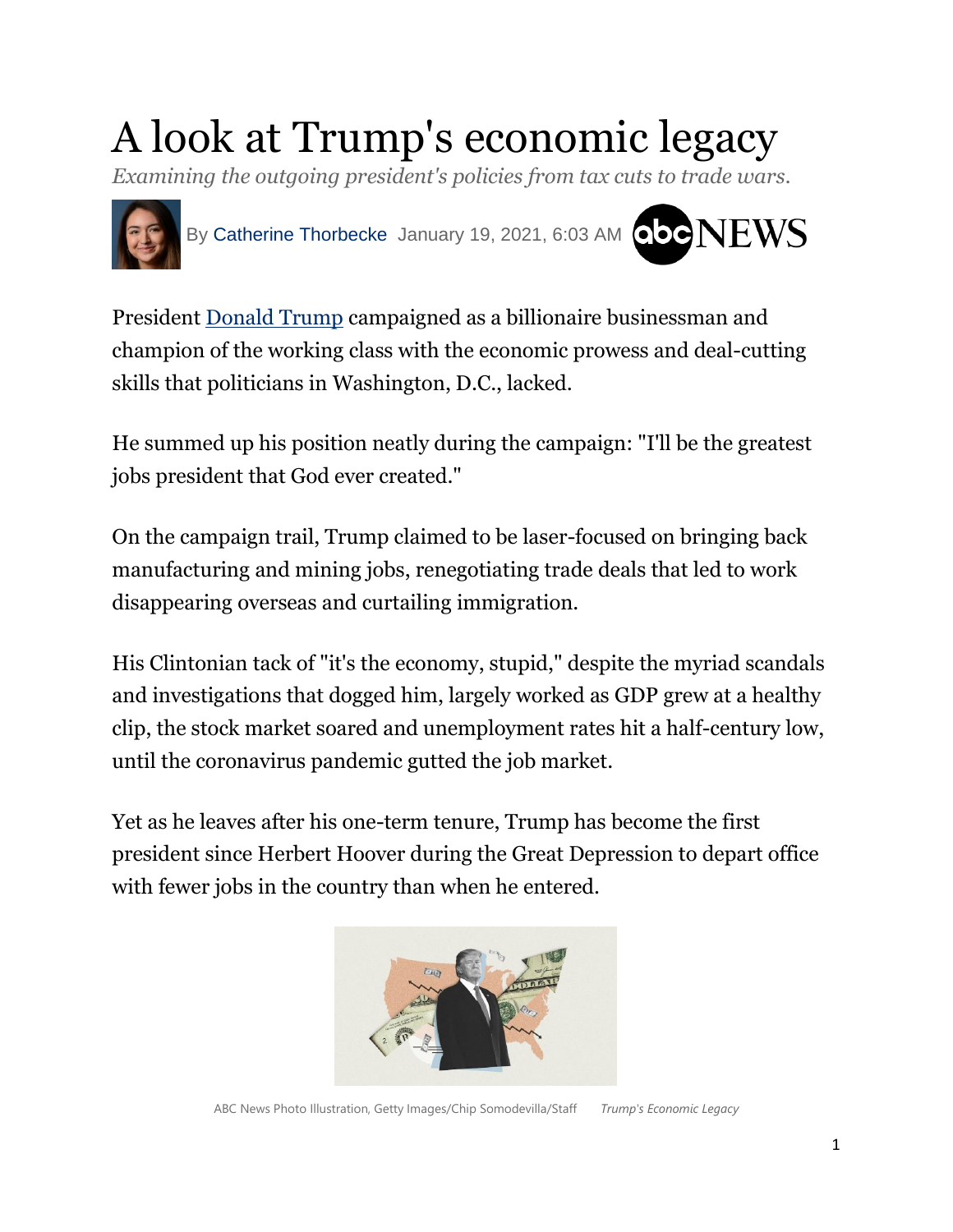# A look at Trump's economic legacy

*Examining the outgoing president's policies from tax cuts to trade wars.*

By Catherine Thorbecke January 19, 2021, 6:03 AM

President Donald Trump campaigned as a billionaire businessman and champion of the working class with the economic prowess and deal-cutting skills that politicians in Washington, D.C., lacked.

He summed up his position neatly during the campaign: "I'll be the greatest jobs president that God ever created."

On the campaign trail, Trump claimed to be laser-focused on bringing back manufacturing and mining jobs, renegotiating trade deals that led to work disappearing overseas and curtailing immigration.

His Clintonian tack of "it's the economy, stupid," despite the myriad scandals and investigations that dogged him, largely worked as GDP grew at a healthy clip, the stock market soared and unemployment rates hit a half-century low, until the coronavirus pandemic gutted the job market.

Yet as he leaves after his one-term tenure, Trump has become the first president since Herbert Hoover during the Great Depression to depart office with fewer jobs in the country than when he entered.

ABC News Photo Illustration, Getty Images/Chip Somodevilla/Staff *Trump's Economic Legacy*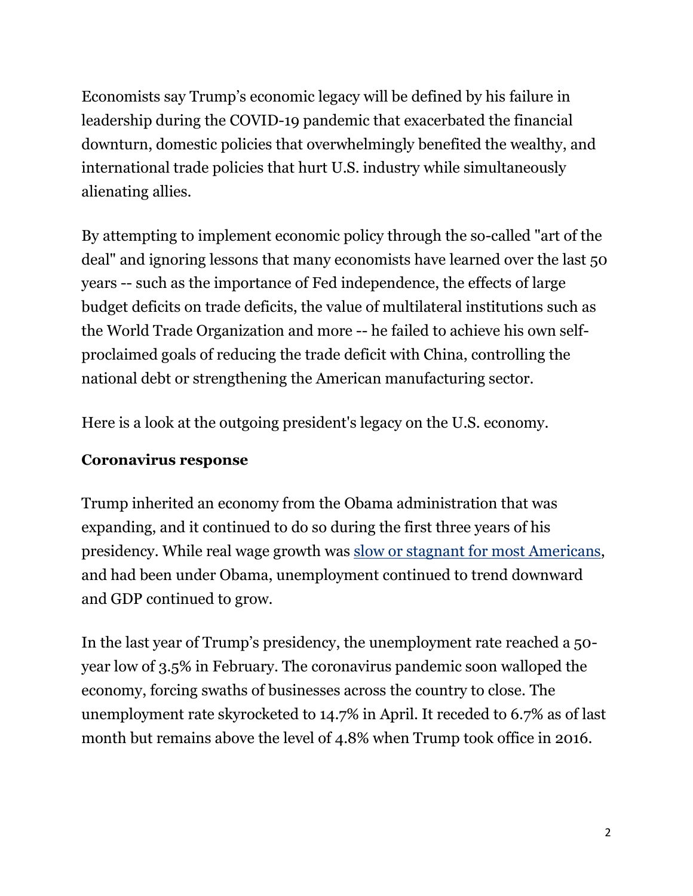Economists say Trump's economic legacy will be defined by his failure in leadership during the COVID-19 pandemic that exacerbated the financial downturn, domestic policies that overwhelmingly benefited the wealthy, and international trade policies that hurt U.S. industry while simultaneously alienating allies.

By attempting to implement economic policy through the so-called "art of the deal" and ignoring lessons that many economists have learned over the last 50 years -- such as the importance of Fed independence, the effects of large budget deficits on trade deficits, the value of multilateral institutions such as the World Trade Organization and more -- he failed to achieve his own self-proclaimed goals of reducing the trade deficit with China, controlling the national debt or strengthening the American manufacturing sector.

Here is a look at the outgoing president's legacy on the U.S. economy.

**Coronavirus response**

Trump inherited an economy from the Obama administration that was expanding, and it continued to do so during the first three years of his presidency. While real wage growth was slow or stagnant for most Americans, and had been under Obama, unemployment continued to trend downward and GDP continued to grow.

In the last year of Trump's presidency, the unemployment rate reached a 50-year low of 3.5% in February. The coronavirus pandemic soon walloped the economy, forcing swaths of businesses across the country to close. The unemployment rate skyrocketed to 14.7% in April. It receded to 6.7% as of last month but remains above the level of 4.8% when Trump took office in 2016.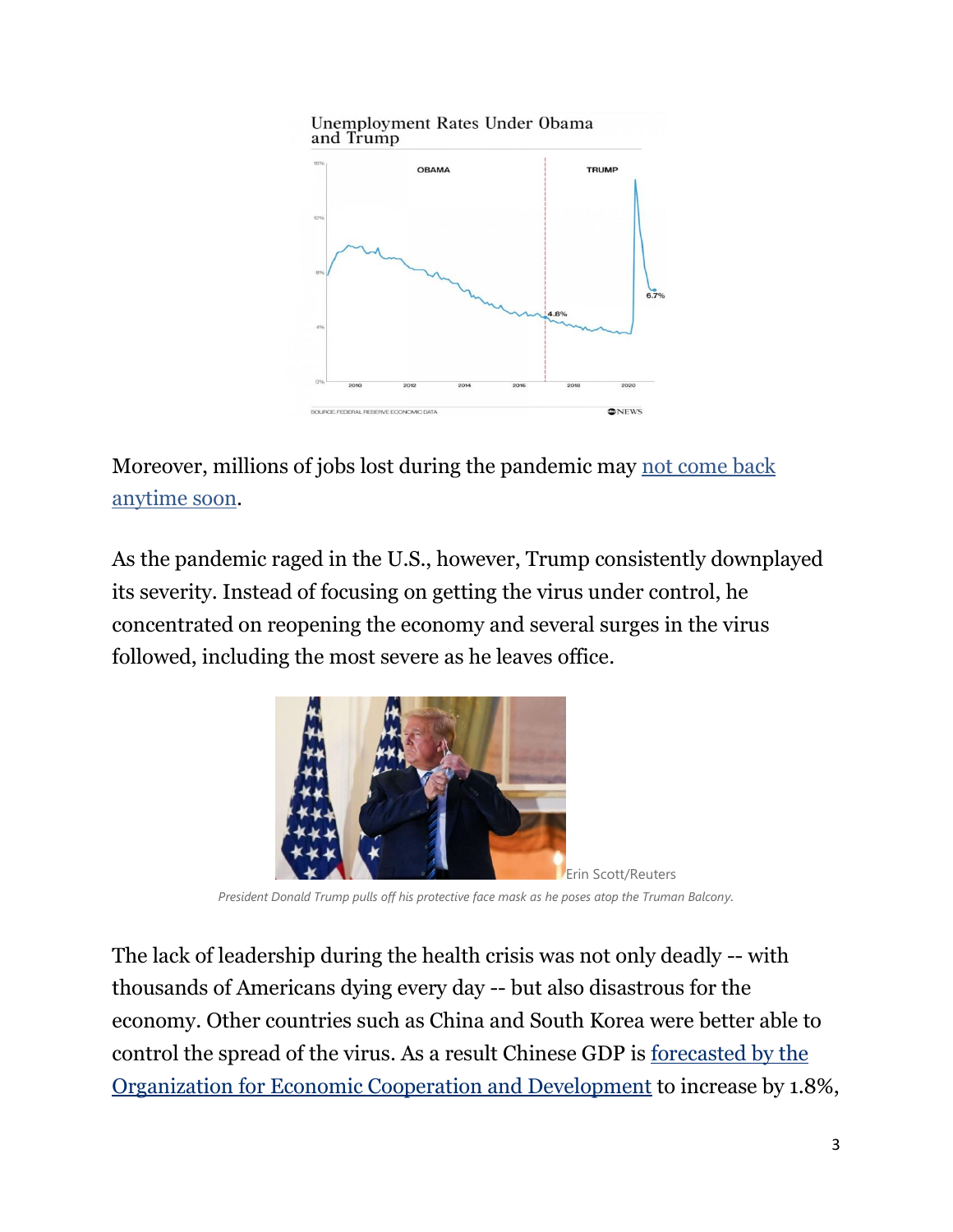Unemployment Rates Under Obama and Trump

Moreover, millions of jobs lost during the pandemic may [not come back anytime soon](#).

As the pandemic raged in the U.S., however, Trump consistently downplayed its severity. Instead of focusing on getting the virus under control, he concentrated on reopening the economy and several surges in the virus followed, including the most severe as he leaves office.

Erin Scott/Reuters

*President Donald Trump pulls off his protective face mask as he poses atop the Truman Balcony.*

The lack of leadership during the health crisis was not only deadly -- with thousands of Americans dying every day -- but also disastrous for the economy. Other countries such as China and South Korea were better able to control the spread of the virus. As a result Chinese GDP is [forecasted by the Organization for Economic Cooperation and Development](#) to increase by 1.8%,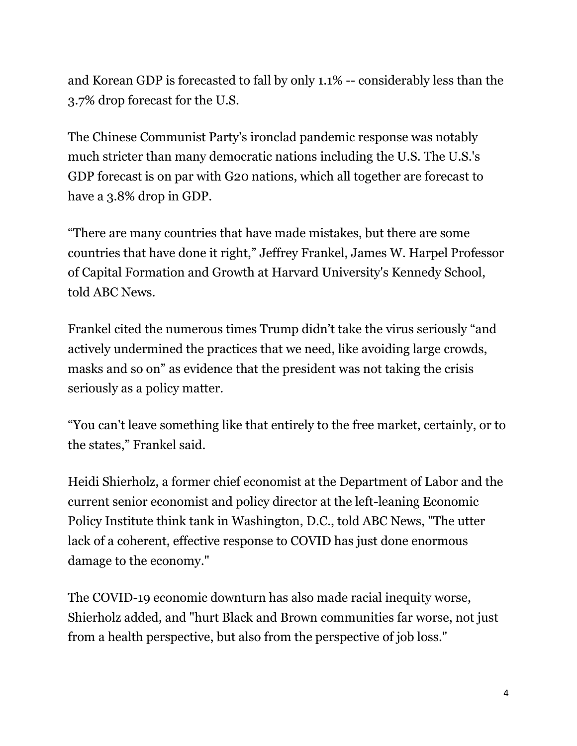and Korean GDP is forecasted to fall by only 1.1% -- considerably less than the 3.7% drop forecast for the U.S.

The Chinese Communist Party's ironclad pandemic response was notably much stricter than many democratic nations including the U.S. The U.S.'s GDP forecast is on par with G20 nations, which all together are forecast to have a 3.8% drop in GDP.

“There are many countries that have made mistakes, but there are some countries that have done it right,” Jeffrey Frankel, James W. Harpel Professor of Capital Formation and Growth at Harvard University's Kennedy School, told ABC News.

Frankel cited the numerous times Trump didn’t take the virus seriously “and actively undermined the practices that we need, like avoiding large crowds, masks and so on” as evidence that the president was not taking the crisis seriously as a policy matter.

“You can't leave something like that entirely to the free market, certainly, or to the states,” Frankel said.

Heidi Shierholz, a former chief economist at the Department of Labor and the current senior economist and policy director at the left-leaning Economic Policy Institute think tank in Washington, D.C., told ABC News, "The utter lack of a coherent, effective response to COVID has just done enormous damage to the economy."

The COVID-19 economic downturn has also made racial inequity worse, Shierholz added, and "hurt Black and Brown communities far worse, not just from a health perspective, but also from the perspective of job loss."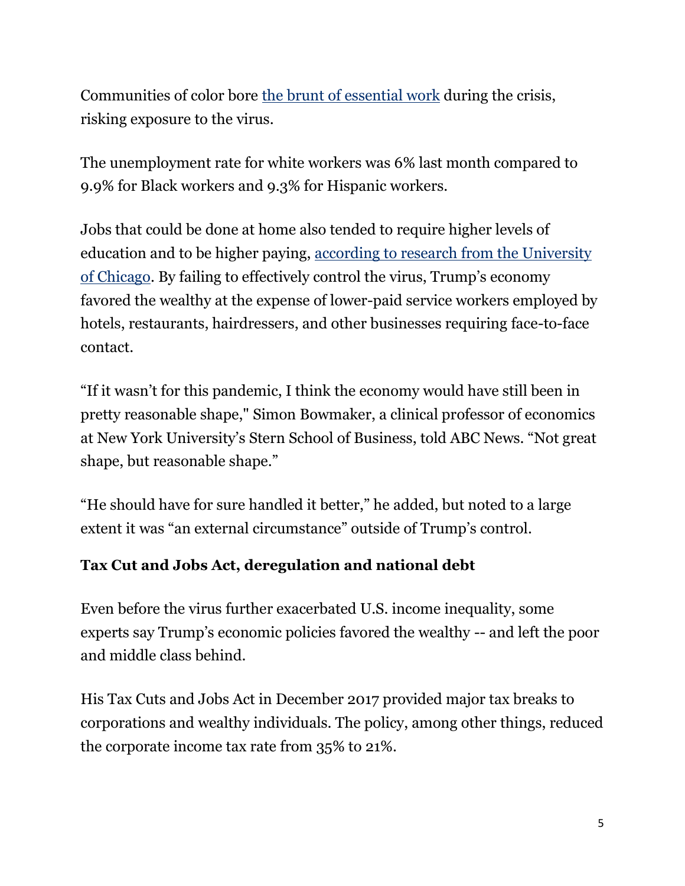Communities of color bore the brunt of essential work during the crisis, risking exposure to the virus.

The unemployment rate for white workers was 6% last month compared to 9.9% for Black workers and 9.3% for Hispanic workers.

Jobs that could be done at home also tended to require higher levels of education and to be higher paying, according to research from the University of Chicago. By failing to effectively control the virus, Trump's economy favored the wealthy at the expense of lower-paid service workers employed by hotels, restaurants, hairdressers, and other businesses requiring face-to-face contact.

"If it wasn't for this pandemic, I think the economy would have still been in pretty reasonable shape," Simon Bowmaker, a clinical professor of economics at New York University's Stern School of Business, told ABC News. "Not great shape, but reasonable shape."

"He should have for sure handled it better," he added, but noted to a large extent it was "an external circumstance" outside of Trump's control.

**Tax Cut and Jobs Act, deregulation and national debt**

Even before the virus further exacerbated U.S. income inequality, some experts say Trump's economic policies favored the wealthy -- and left the poor and middle class behind.

His Tax Cuts and Jobs Act in December 2017 provided major tax breaks to corporations and wealthy individuals. The policy, among other things, reduced the corporate income tax rate from 35% to 21%.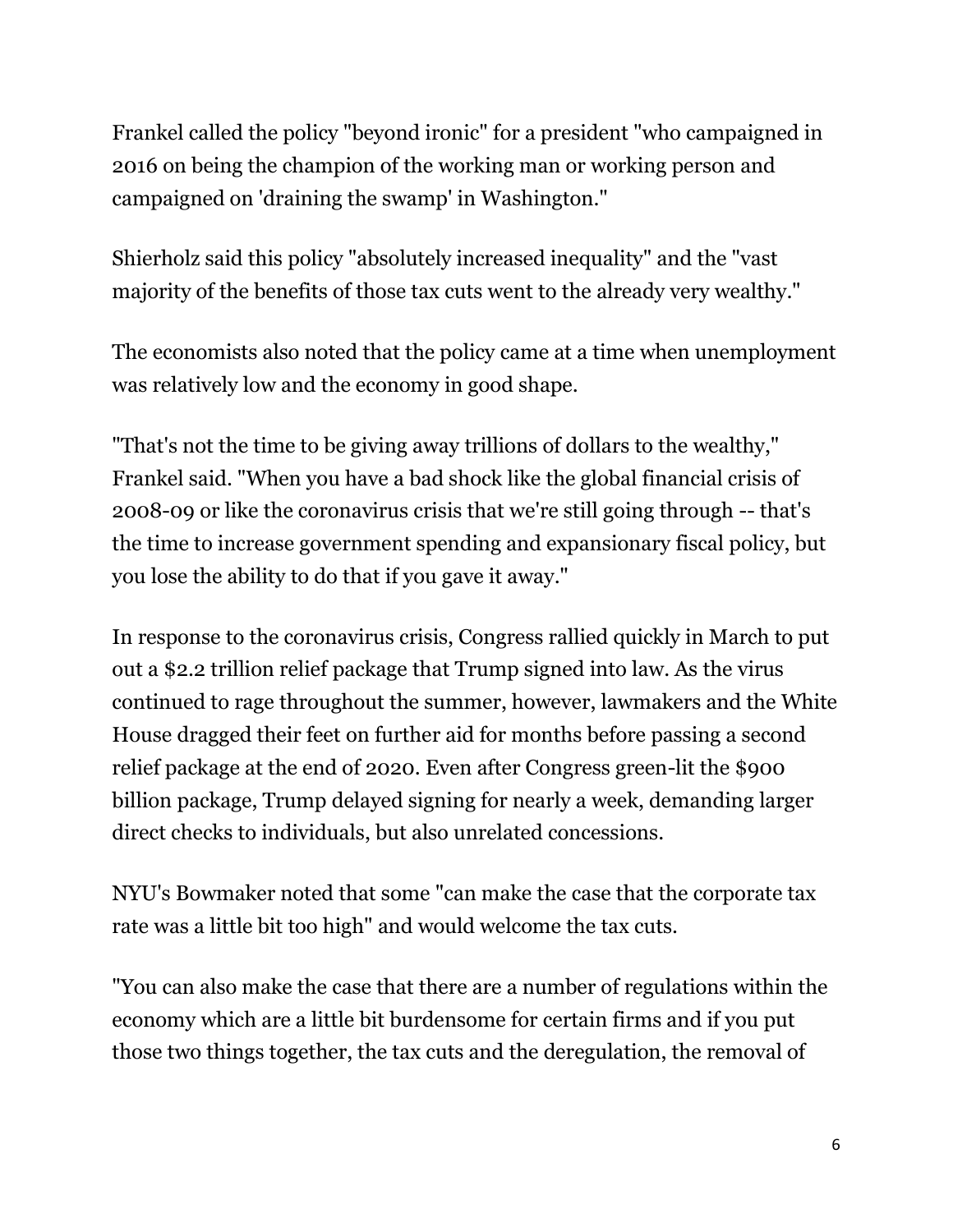Frankel called the policy "beyond ironic" for a president "who campaigned in 2016 on being the champion of the working man or working person and campaigned on 'draining the swamp' in Washington."

Shierholz said this policy "absolutely increased inequality" and the "vast majority of the benefits of those tax cuts went to the already very wealthy."

The economists also noted that the policy came at a time when unemployment was relatively low and the economy in good shape.

"That's not the time to be giving away trillions of dollars to the wealthy," Frankel said. "When you have a bad shock like the global financial crisis of 2008-09 or like the coronavirus crisis that we're still going through -- that's the time to increase government spending and expansionary fiscal policy, but you lose the ability to do that if you gave it away."

In response to the coronavirus crisis, Congress rallied quickly in March to put out a $2.2 trillion relief package that Trump signed into law. As the virus continued to rage throughout the summer, however, lawmakers and the White House dragged their feet on further aid for months before passing a second relief package at the end of 2020. Even after Congress green-lit the $900 billion package, Trump delayed signing for nearly a week, demanding larger direct checks to individuals, but also unrelated concessions.

NYU's Bowmaker noted that some "can make the case that the corporate tax rate was a little bit too high" and would welcome the tax cuts.

"You can also make the case that there are a number of regulations within the economy which are a little bit burdensome for certain firms and if you put those two things together, the tax cuts and the deregulation, the removal of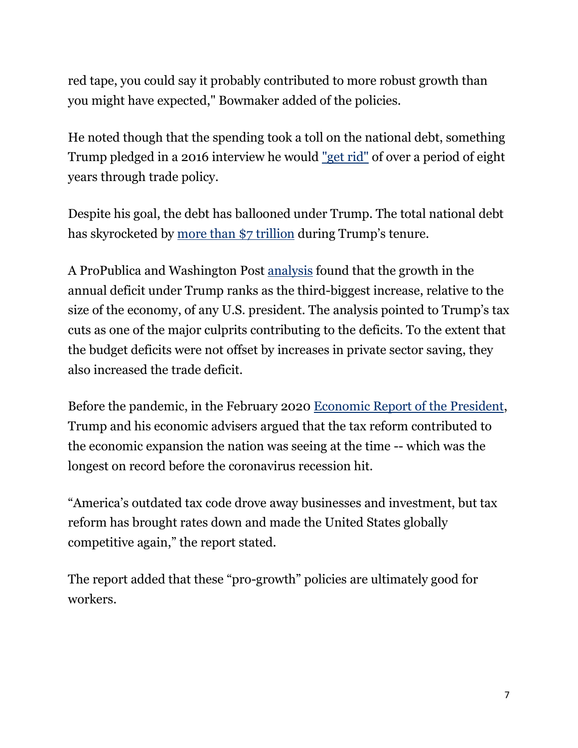red tape, you could say it probably contributed to more robust growth than you might have expected," Bowmaker added of the policies.

He noted though that the spending took a toll on the national debt, something Trump pledged in a 2016 interview he would "get rid" of over a period of eight years through trade policy.

Despite his goal, the debt has ballooned under Trump. The total national debt has skyrocketed by more than $7 trillion during Trump's tenure.

A ProPublica and Washington Post analysis found that the growth in the annual deficit under Trump ranks as the third-biggest increase, relative to the size of the economy, of any U.S. president. The analysis pointed to Trump's tax cuts as one of the major culprits contributing to the deficits. To the extent that the budget deficits were not offset by increases in private sector saving, they also increased the trade deficit.

Before the pandemic, in the February 2020 Economic Report of the President, Trump and his economic advisers argued that the tax reform contributed to the economic expansion the nation was seeing at the time -- which was the longest on record before the coronavirus recession hit.

"America's outdated tax code drove away businesses and investment, but tax reform has brought rates down and made the United States globally competitive again," the report stated.

The report added that these "pro-growth" policies are ultimately good for workers.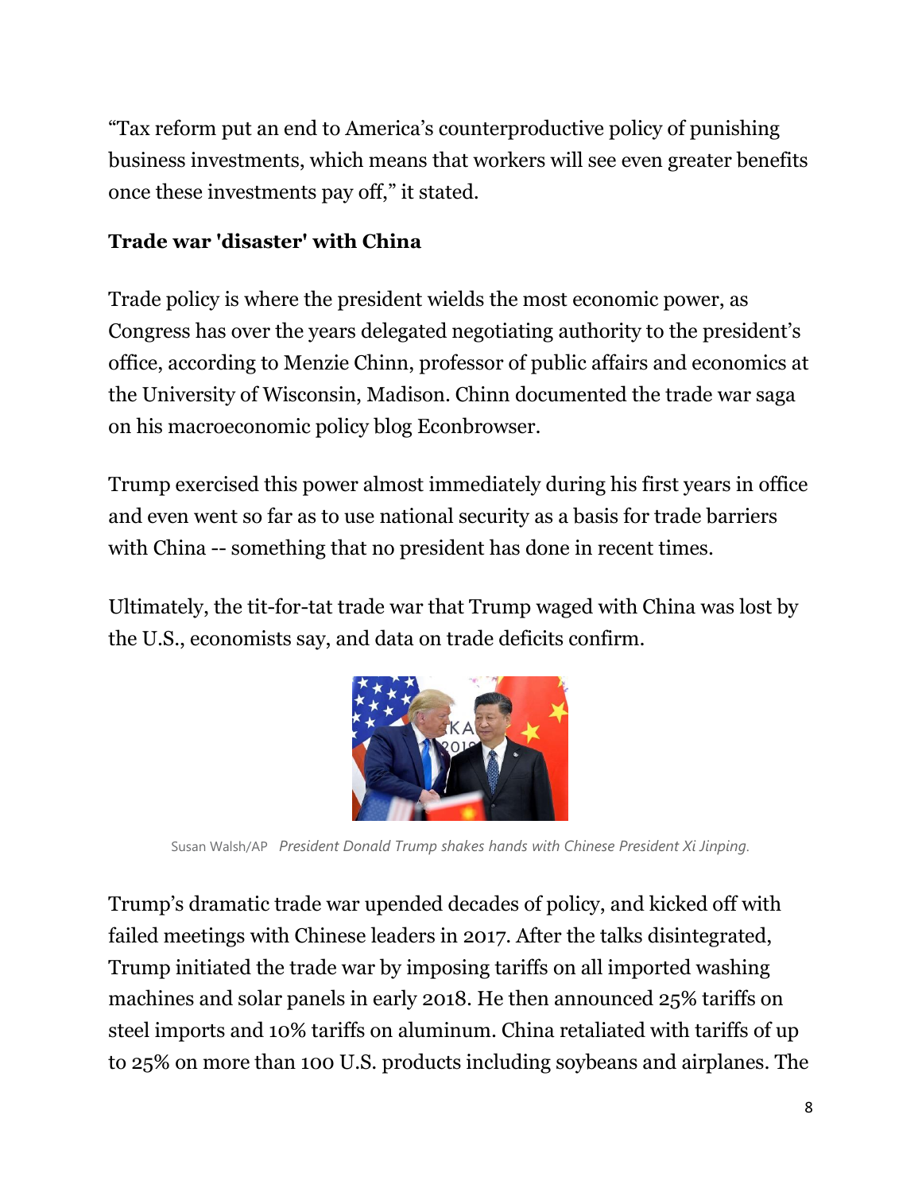"Tax reform put an end to America's counterproductive policy of punishing business investments, which means that workers will see even greater benefits once these investments pay off," it stated.

**Trade war 'disaster' with China**

Trade policy is where the president wields the most economic power, as Congress has over the years delegated negotiating authority to the president's office, according to Menzie Chinn, professor of public affairs and economics at the University of Wisconsin, Madison. Chinn documented the trade war saga on his macroeconomic policy blog Econbrowser.

Trump exercised this power almost immediately during his first years in office and even went so far as to use national security as a basis for trade barriers with China -- something that no president has done in recent times.

Ultimately, the tit-for-tat trade war that Trump waged with China was lost by the U.S., economists say, and data on trade deficits confirm.

Susan Walsh/AP *President Donald Trump shakes hands with Chinese President Xi Jinping.*

Trump's dramatic trade war upended decades of policy, and kicked off with failed meetings with Chinese leaders in 2017. After the talks disintegrated, Trump initiated the trade war by imposing tariffs on all imported washing machines and solar panels in early 2018. He then announced 25% tariffs on steel imports and 10% tariffs on aluminum. China retaliated with tariffs of up to 25% on more than 100 U.S. products including soybeans and airplanes. The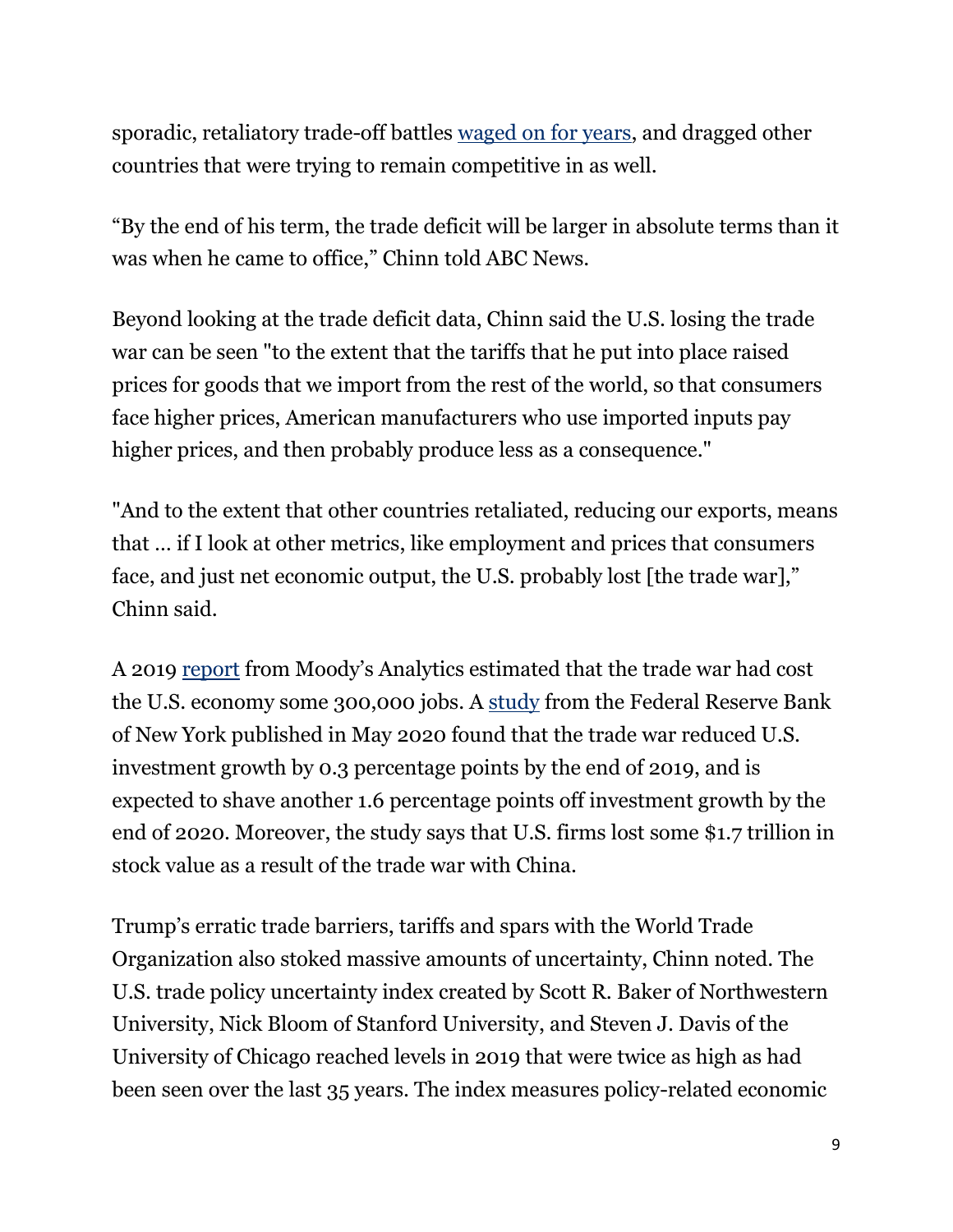sporadic, retaliatory trade-off battles waged on for years, and dragged other countries that were trying to remain competitive in as well.

“By the end of his term, the trade deficit will be larger in absolute terms than it was when he came to office,” Chinn told ABC News.

Beyond looking at the trade deficit data, Chinn said the U.S. losing the trade war can be seen "to the extent that the tariffs that he put into place raised prices for goods that we import from the rest of the world, so that consumers face higher prices, American manufacturers who use imported inputs pay higher prices, and then probably produce less as a consequence."

"And to the extent that other countries retaliated, reducing our exports, means that … if I look at other metrics, like employment and prices that consumers face, and just net economic output, the U.S. probably lost [the trade war]," Chinn said.

A 2019 report from Moody’s Analytics estimated that the trade war had cost the U.S. economy some 300,000 jobs. A study from the Federal Reserve Bank of New York published in May 2020 found that the trade war reduced U.S. investment growth by 0.3 percentage points by the end of 2019, and is expected to shave another 1.6 percentage points off investment growth by the end of 2020. Moreover, the study says that U.S. firms lost some $1.7 trillion in stock value as a result of the trade war with China.

Trump’s erratic trade barriers, tariffs and spars with the World Trade Organization also stoked massive amounts of uncertainty, Chinn noted. The U.S. trade policy uncertainty index created by Scott R. Baker of Northwestern University, Nick Bloom of Stanford University, and Steven J. Davis of the University of Chicago reached levels in 2019 that were twice as high as had been seen over the last 35 years. The index measures policy-related economic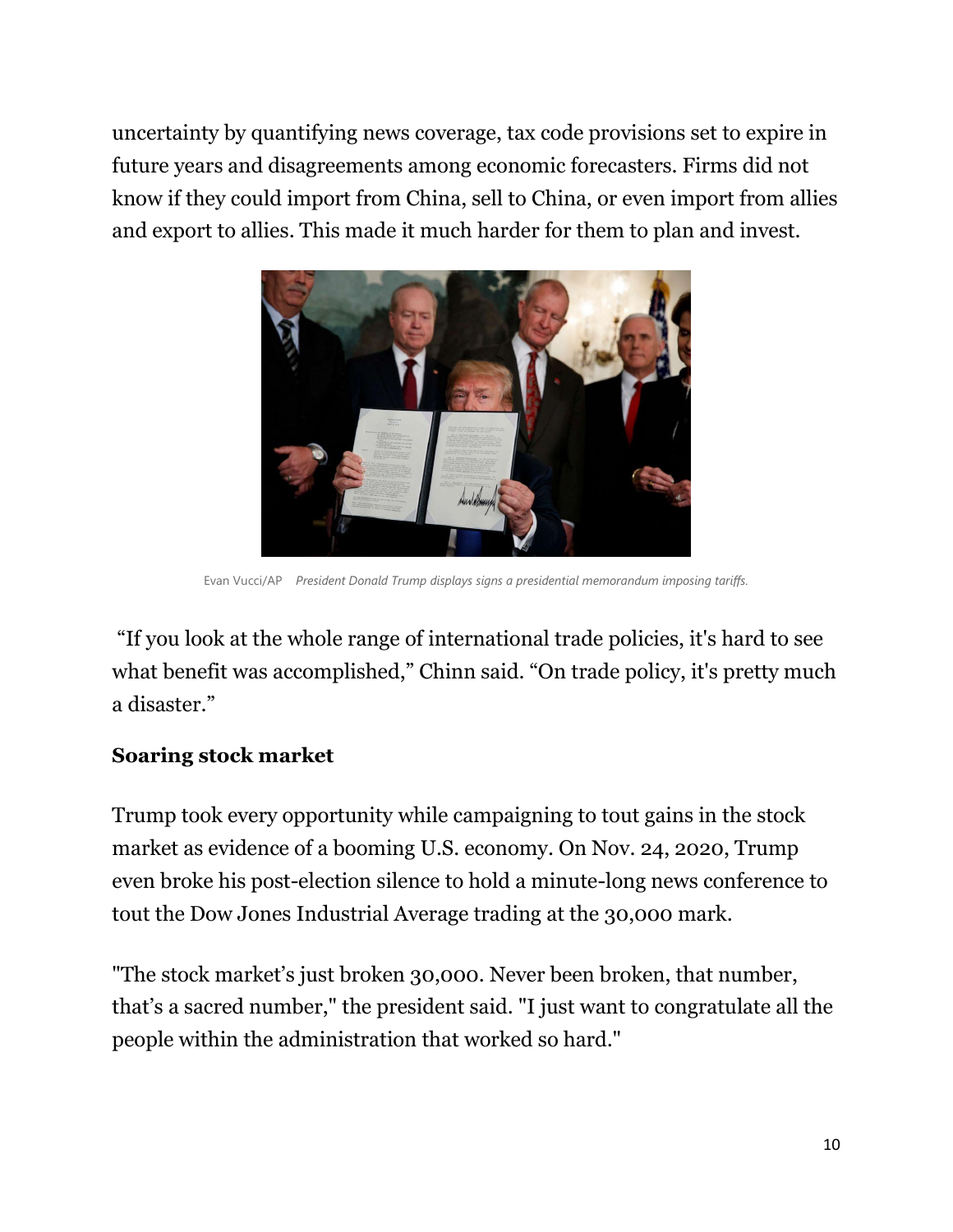uncertainty by quantifying news coverage, tax code provisions set to expire in future years and disagreements among economic forecasters. Firms did not know if they could import from China, sell to China, or even import from allies and export to allies. This made it much harder for them to plan and invest.

Evan Vucci/AP *President Donald Trump displays signs a presidential memorandum imposing tariffs.*

"If you look at the whole range of international trade policies, it's hard to see what benefit was accomplished," Chinn said. "On trade policy, it's pretty much a disaster."

**Soaring stock market**

Trump took every opportunity while campaigning to tout gains in the stock market as evidence of a booming U.S. economy. On Nov. 24, 2020, Trump even broke his post-election silence to hold a minute-long news conference to tout the Dow Jones Industrial Average trading at the 30,000 mark.

"The stock market's just broken 30,000. Never been broken, that number, that's a sacred number," the president said. "I just want to congratulate all the people within the administration that worked so hard."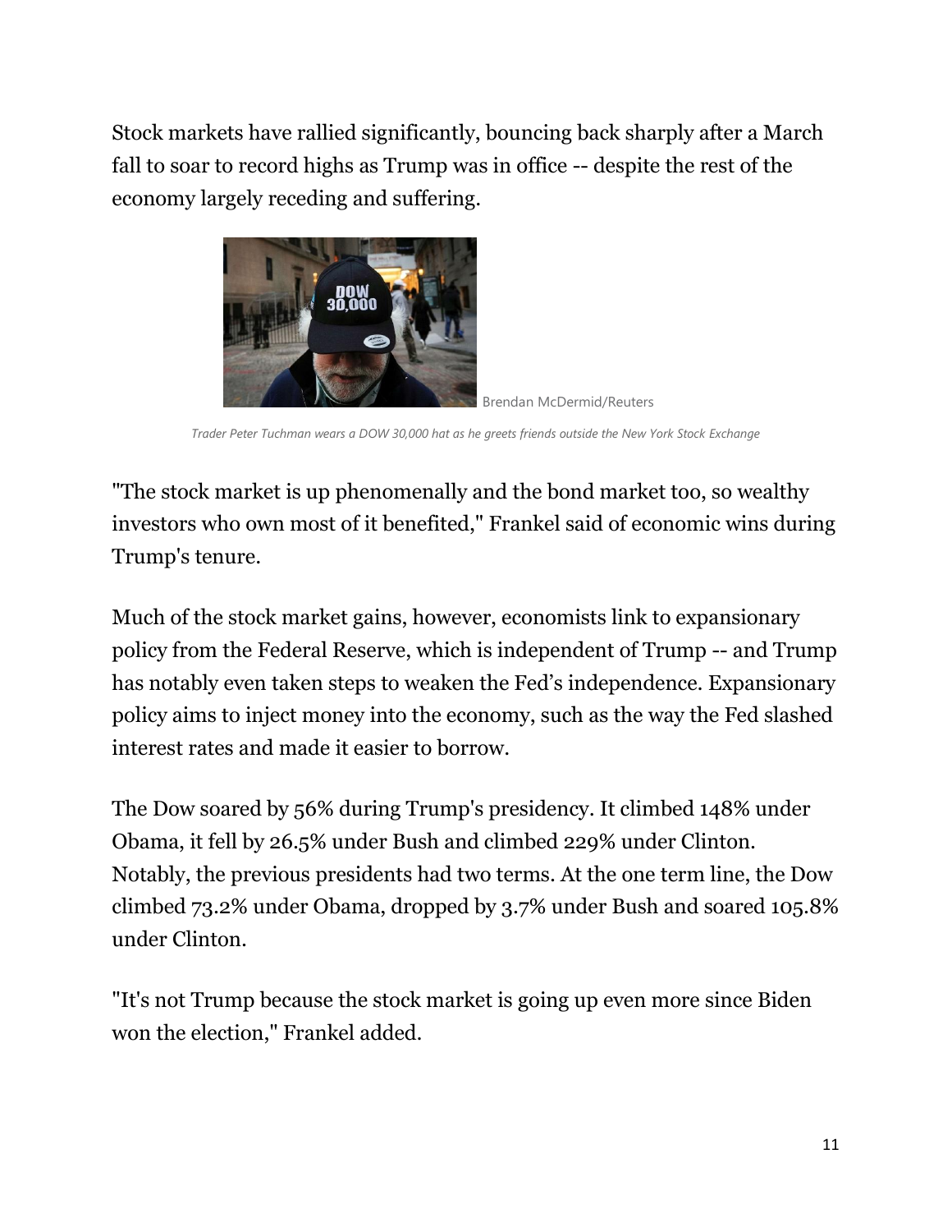Stock markets have rallied significantly, bouncing back sharply after a March fall to soar to record highs as Trump was in office -- despite the rest of the economy largely receding and suffering.

Brendan McDermid/Reuters

*Trader Peter Tuchman wears a DOW 30,000 hat as he greets friends outside the New York Stock Exchange*

"The stock market is up phenomenally and the bond market too, so wealthy investors who own most of it benefited," Frankel said of economic wins during Trump's tenure.

Much of the stock market gains, however, economists link to expansionary policy from the Federal Reserve, which is independent of Trump -- and Trump has notably even taken steps to weaken the Fed's independence. Expansionary policy aims to inject money into the economy, such as the way the Fed slashed interest rates and made it easier to borrow.

The Dow soared by 56% during Trump's presidency. It climbed 148% under Obama, it fell by 26.5% under Bush and climbed 229% under Clinton. Notably, the previous presidents had two terms. At the one term line, the Dow climbed 73.2% under Obama, dropped by 3.7% under Bush and soared 105.8% under Clinton.

"It's not Trump because the stock market is going up even more since Biden won the election," Frankel added.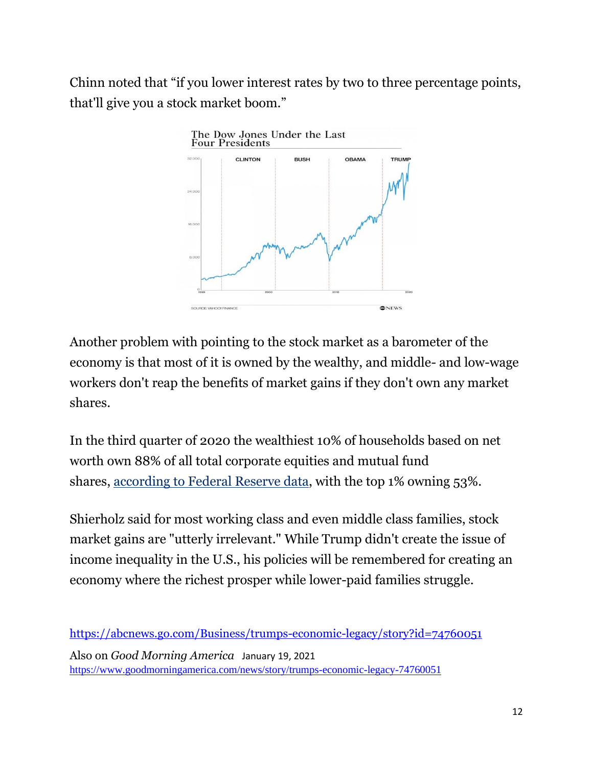Chinn noted that "if you lower interest rates by two to three percentage points, that'll give you a stock market boom."

The Dow Jones Under the Last Four Presidents

CLINTON BUSH OBAMA TRUMP

32,000
24,000
16,000
8,000
0

1990 2000 2010 2020

SOURCE: YAHOO! FINANCE

ABC NEWS

Another problem with pointing to the stock market as a barometer of the economy is that most of it is owned by the wealthy, and middle- and low-wage workers don't reap the benefits of market gains if they don't own any market shares.

In the third quarter of 2020 the wealthiest 10% of households based on net worth own 88% of all total corporate equities and mutual fund shares, [according to Federal Reserve data](), with the top 1% owning 53%.

Shierholz said for most working class and even middle class families, stock market gains are "utterly irrelevant." While Trump didn't create the issue of income inequality in the U.S., his policies will be remembered for creating an economy where the richest prosper while lower-paid families struggle.

https://abcnews.go.com/Business/trumps-economic-legacy/story?id=74760051

Also on *Good Morning America* January 19, 2021
https://www.goodmorningamerica.com/news/story/trumps-economic-legacy-74760051